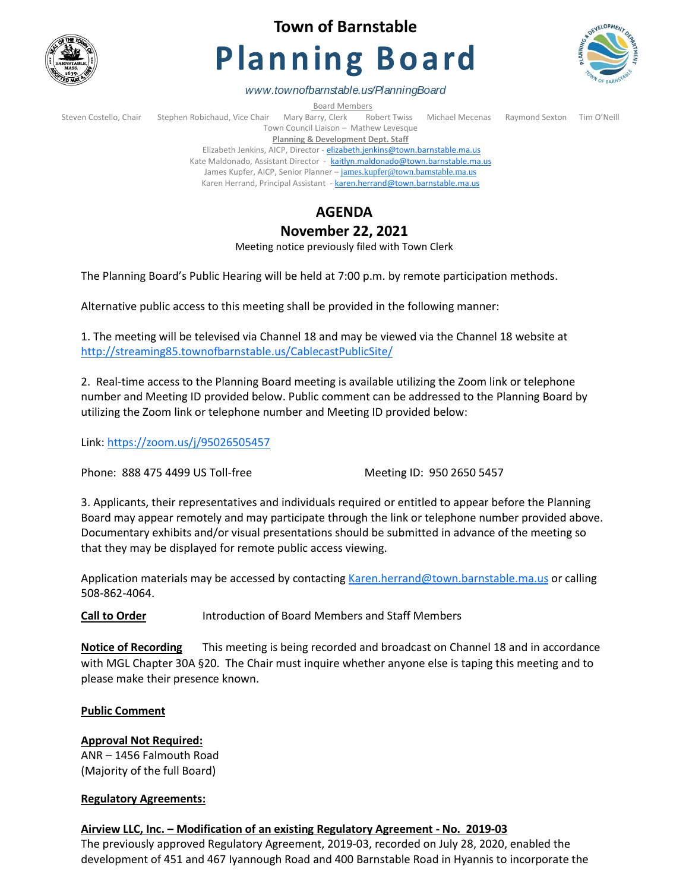# Town of Barnstable

# Planning Board

*www.townofbarnstable.us/PlanningBoard*

Board Members

Steven Costello, Chair Stephen Robichaud, Vice Chair Mary Barry, Clerk Robert Twiss Michael Mecenas Raymond Sexton Tim O'Neill

Town Council Liaison – Mathew Levesque

**Planning & Development Dept. Staff**

Elizabeth Jenkins, AICP, Director - elizabeth.jenkins@town.barnstable.ma.us
Kate Maldonado, Assistant Director - kaitlyn.maldonado@town.barnstable.ma.us
James Kupfer, AICP, Senior Planner – james.kupfer@town.barnstable.ma.us
Karen Herrand, Principal Assistant - karen.herrand@town.barnstable.ma.us

## AGENDA

## November 22, 2021

Meeting notice previously filed with Town Clerk

The Planning Board's Public Hearing will be held at 7:00 p.m. by remote participation methods.

Alternative public access to this meeting shall be provided in the following manner:

1. The meeting will be televised via Channel 18 and may be viewed via the Channel 18 website at http://streaming85.townofbarnstable.us/CablecastPublicSite/

2. Real-time access to the Planning Board meeting is available utilizing the Zoom link or telephone number and Meeting ID provided below. Public comment can be addressed to the Planning Board by utilizing the Zoom link or telephone number and Meeting ID provided below:

Link: https://zoom.us/j/95026505457

Phone: 888 475 4499 US Toll-free Meeting ID: 950 2650 5457

3. Applicants, their representatives and individuals required or entitled to appear before the Planning Board may appear remotely and may participate through the link or telephone number provided above. Documentary exhibits and/or visual presentations should be submitted in advance of the meeting so that they may be displayed for remote public access viewing.

Application materials may be accessed by contacting Karen.herrand@town.barnstable.ma.us or calling 508-862-4064.

**Call to Order** Introduction of Board Members and Staff Members

**Notice of Recording** This meeting is being recorded and broadcast on Channel 18 and in accordance with MGL Chapter 30A §20. The Chair must inquire whether anyone else is taping this meeting and to please make their presence known.

**Public Comment**

**Approval Not Required:**
ANR – 1456 Falmouth Road
(Majority of the full Board)

**Regulatory Agreements:**

**Airview LLC, Inc. – Modification of an existing Regulatory Agreement - No. 2019-03**
The previously approved Regulatory Agreement, 2019-03, recorded on July 28, 2020, enabled the development of 451 and 467 Iyannough Road and 400 Barnstable Road in Hyannis to incorporate the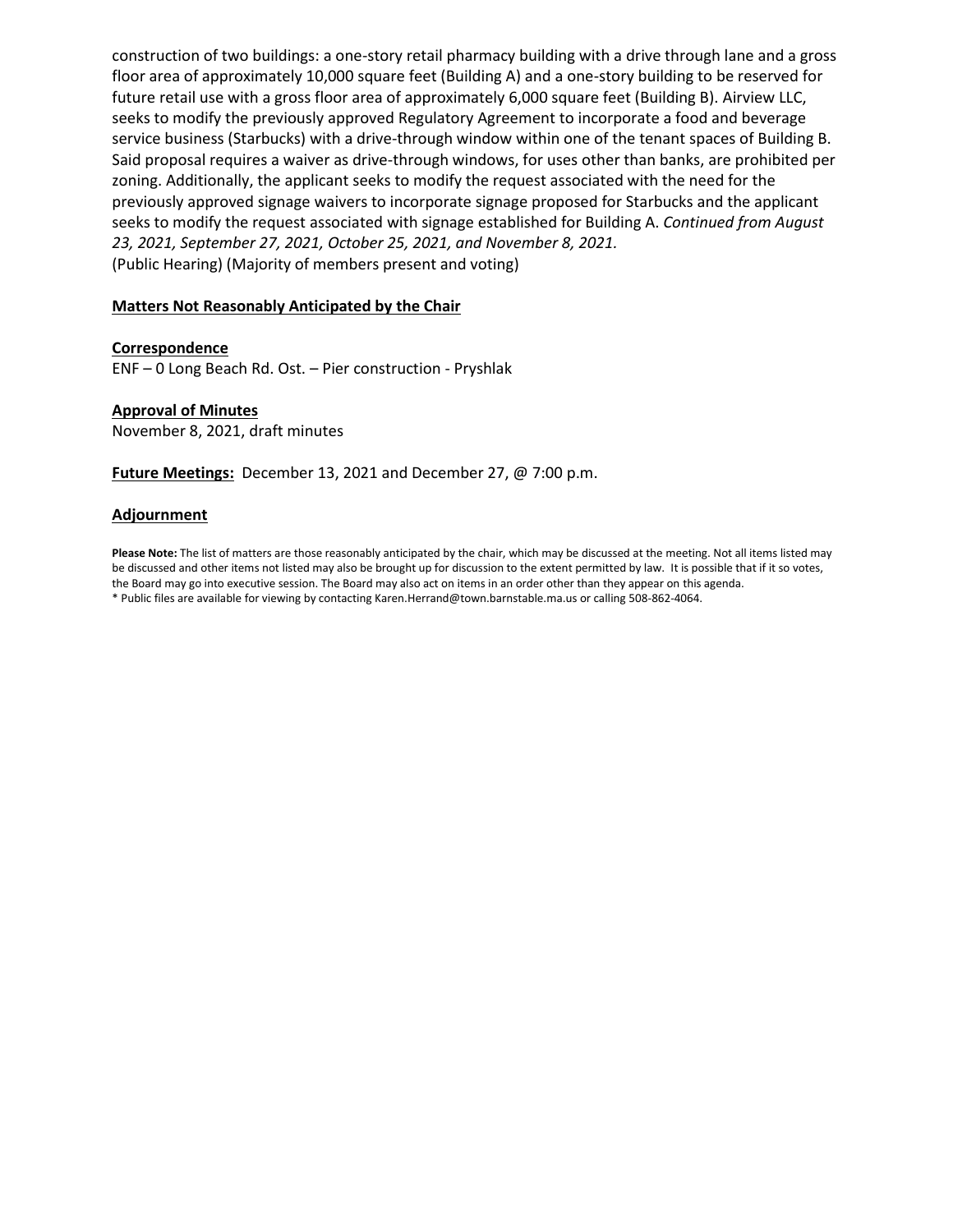construction of two buildings: a one-story retail pharmacy building with a drive through lane and a gross floor area of approximately 10,000 square feet (Building A) and a one-story building to be reserved for future retail use with a gross floor area of approximately 6,000 square feet (Building B). Airview LLC, seeks to modify the previously approved Regulatory Agreement to incorporate a food and beverage service business (Starbucks) with a drive-through window within one of the tenant spaces of Building B. Said proposal requires a waiver as drive-through windows, for uses other than banks, are prohibited per zoning. Additionally, the applicant seeks to modify the request associated with the need for the previously approved signage waivers to incorporate signage proposed for Starbucks and the applicant seeks to modify the request associated with signage established for Building A. *Continued from August 23, 2021, September 27, 2021, October 25, 2021, and November 8, 2021.*
(Public Hearing) (Majority of members present and voting)

**Matters Not Reasonably Anticipated by the Chair**

**Correspondence**
ENF – 0 Long Beach Rd. Ost. – Pier construction - Pryshlak

**Approval of Minutes**
November 8, 2021, draft minutes

**Future Meetings:** December 13, 2021 and December 27, @ 7:00 p.m.

**Adjournment**

**Please Note:** The list of matters are those reasonably anticipated by the chair, which may be discussed at the meeting. Not all items listed may be discussed and other items not listed may also be brought up for discussion to the extent permitted by law. It is possible that if it so votes, the Board may go into executive session. The Board may also act on items in an order other than they appear on this agenda.
* Public files are available for viewing by contacting Karen.Herrand@town.barnstable.ma.us or calling 508-862-4064.